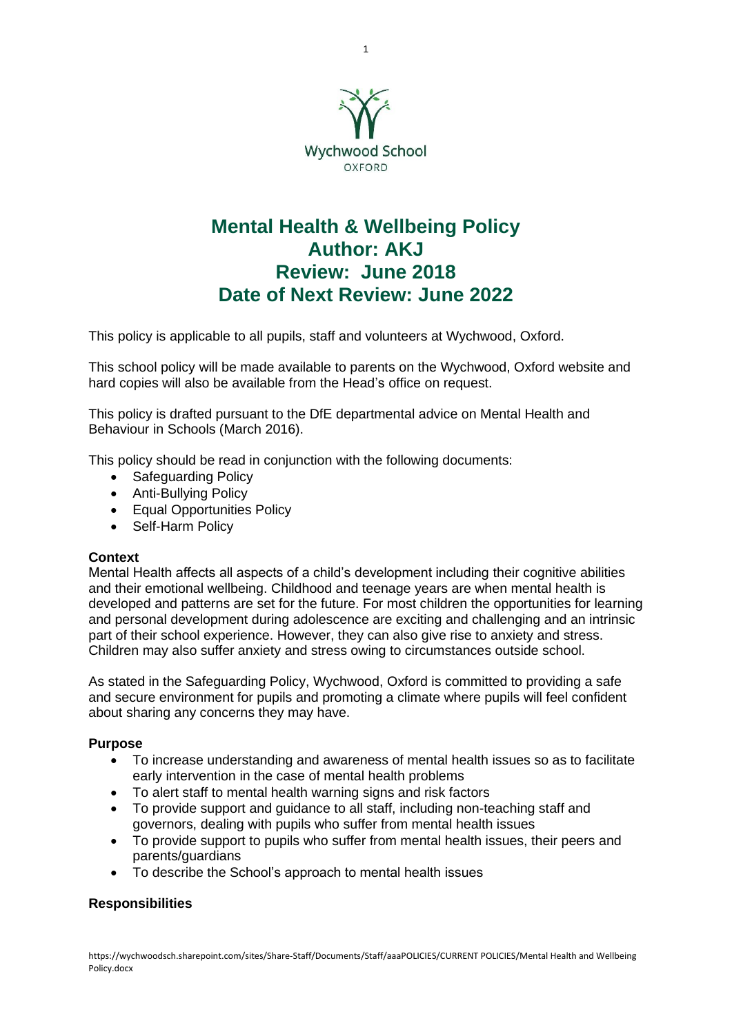Wychwood School
OXFORD

# Mental Health & Wellbeing Policy
# Author: AKJ
# Review: June 2018
# Date of Next Review: June 2022

This policy is applicable to all pupils, staff and volunteers at Wychwood, Oxford.

This school policy will be made available to parents on the Wychwood, Oxford website and hard copies will also be available from the Head's office on request.

This policy is drafted pursuant to the DfE departmental advice on Mental Health and Behaviour in Schools (March 2016).

This policy should be read in conjunction with the following documents:

- Safeguarding Policy
- Anti-Bullying Policy
- Equal Opportunities Policy
- Self-Harm Policy

**Context**

Mental Health affects all aspects of a child's development including their cognitive abilities and their emotional wellbeing. Childhood and teenage years are when mental health is developed and patterns are set for the future. For most children the opportunities for learning and personal development during adolescence are exciting and challenging and an intrinsic part of their school experience. However, they can also give rise to anxiety and stress. Children may also suffer anxiety and stress owing to circumstances outside school.

As stated in the Safeguarding Policy, Wychwood, Oxford is committed to providing a safe and secure environment for pupils and promoting a climate where pupils will feel confident about sharing any concerns they may have.

**Purpose**

- To increase understanding and awareness of mental health issues so as to facilitate early intervention in the case of mental health problems
- To alert staff to mental health warning signs and risk factors
- To provide support and guidance to all staff, including non-teaching staff and governors, dealing with pupils who suffer from mental health issues
- To provide support to pupils who suffer from mental health issues, their peers and parents/guardians
- To describe the School's approach to mental health issues

**Responsibilities**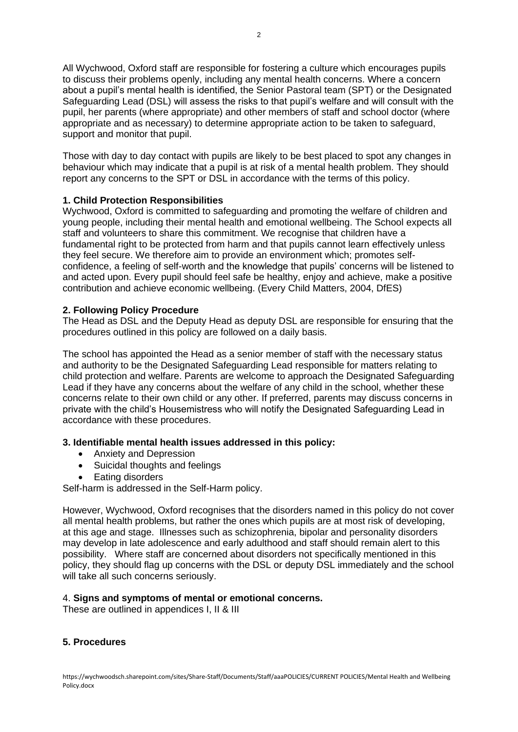All Wychwood, Oxford staff are responsible for fostering a culture which encourages pupils to discuss their problems openly, including any mental health concerns. Where a concern about a pupil's mental health is identified, the Senior Pastoral team (SPT) or the Designated Safeguarding Lead (DSL) will assess the risks to that pupil's welfare and will consult with the pupil, her parents (where appropriate) and other members of staff and school doctor (where appropriate and as necessary) to determine appropriate action to be taken to safeguard, support and monitor that pupil.

Those with day to day contact with pupils are likely to be best placed to spot any changes in behaviour which may indicate that a pupil is at risk of a mental health problem. They should report any concerns to the SPT or DSL in accordance with the terms of this policy.

**1. Child Protection Responsibilities**

Wychwood, Oxford is committed to safeguarding and promoting the welfare of children and young people, including their mental health and emotional wellbeing. The School expects all staff and volunteers to share this commitment. We recognise that children have a fundamental right to be protected from harm and that pupils cannot learn effectively unless they feel secure. We therefore aim to provide an environment which; promotes self-confidence, a feeling of self-worth and the knowledge that pupils' concerns will be listened to and acted upon. Every pupil should feel safe be healthy, enjoy and achieve, make a positive contribution and achieve economic wellbeing. (Every Child Matters, 2004, DfES)

**2. Following Policy Procedure**

The Head as DSL and the Deputy Head as deputy DSL are responsible for ensuring that the procedures outlined in this policy are followed on a daily basis.

The school has appointed the Head as a senior member of staff with the necessary status and authority to be the Designated Safeguarding Lead responsible for matters relating to child protection and welfare. Parents are welcome to approach the Designated Safeguarding Lead if they have any concerns about the welfare of any child in the school, whether these concerns relate to their own child or any other. If preferred, parents may discuss concerns in private with the child's Housemistress who will notify the Designated Safeguarding Lead in accordance with these procedures.

**3. Identifiable mental health issues addressed in this policy:**

- Anxiety and Depression
- Suicidal thoughts and feelings
- Eating disorders

Self-harm is addressed in the Self-Harm policy.

However, Wychwood, Oxford recognises that the disorders named in this policy do not cover all mental health problems, but rather the ones which pupils are at most risk of developing, at this age and stage. Illnesses such as schizophrenia, bipolar and personality disorders may develop in late adolescence and early adulthood and staff should remain alert to this possibility. Where staff are concerned about disorders not specifically mentioned in this policy, they should flag up concerns with the DSL or deputy DSL immediately and the school will take all such concerns seriously.

4. **Signs and symptoms of mental or emotional concerns.**

These are outlined in appendices I, II & III

**5. Procedures**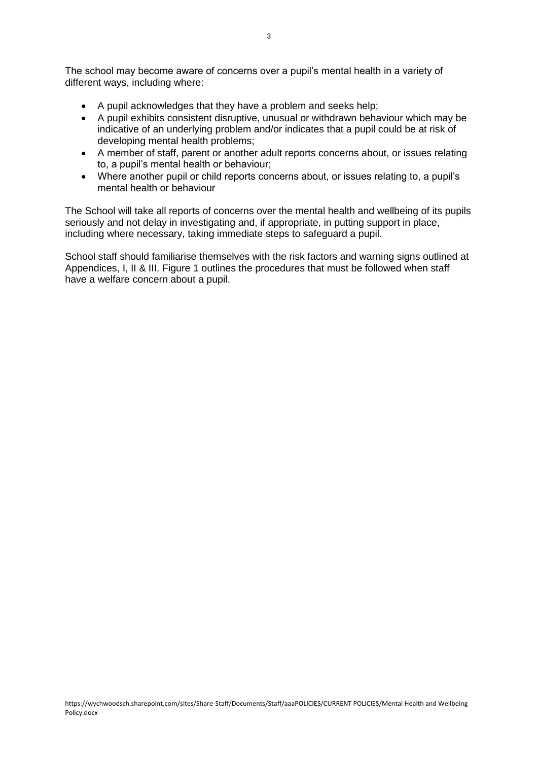The school may become aware of concerns over a pupil's mental health in a variety of different ways, including where:

- A pupil acknowledges that they have a problem and seeks help;
- A pupil exhibits consistent disruptive, unusual or withdrawn behaviour which may be indicative of an underlying problem and/or indicates that a pupil could be at risk of developing mental health problems;
- A member of staff, parent or another adult reports concerns about, or issues relating to, a pupil's mental health or behaviour;
- Where another pupil or child reports concerns about, or issues relating to, a pupil's mental health or behaviour

The School will take all reports of concerns over the mental health and wellbeing of its pupils seriously and not delay in investigating and, if appropriate, in putting support in place, including where necessary, taking immediate steps to safeguard a pupil.

School staff should familiarise themselves with the risk factors and warning signs outlined at Appendices, I, II & III. Figure 1 outlines the procedures that must be followed when staff have a welfare concern about a pupil.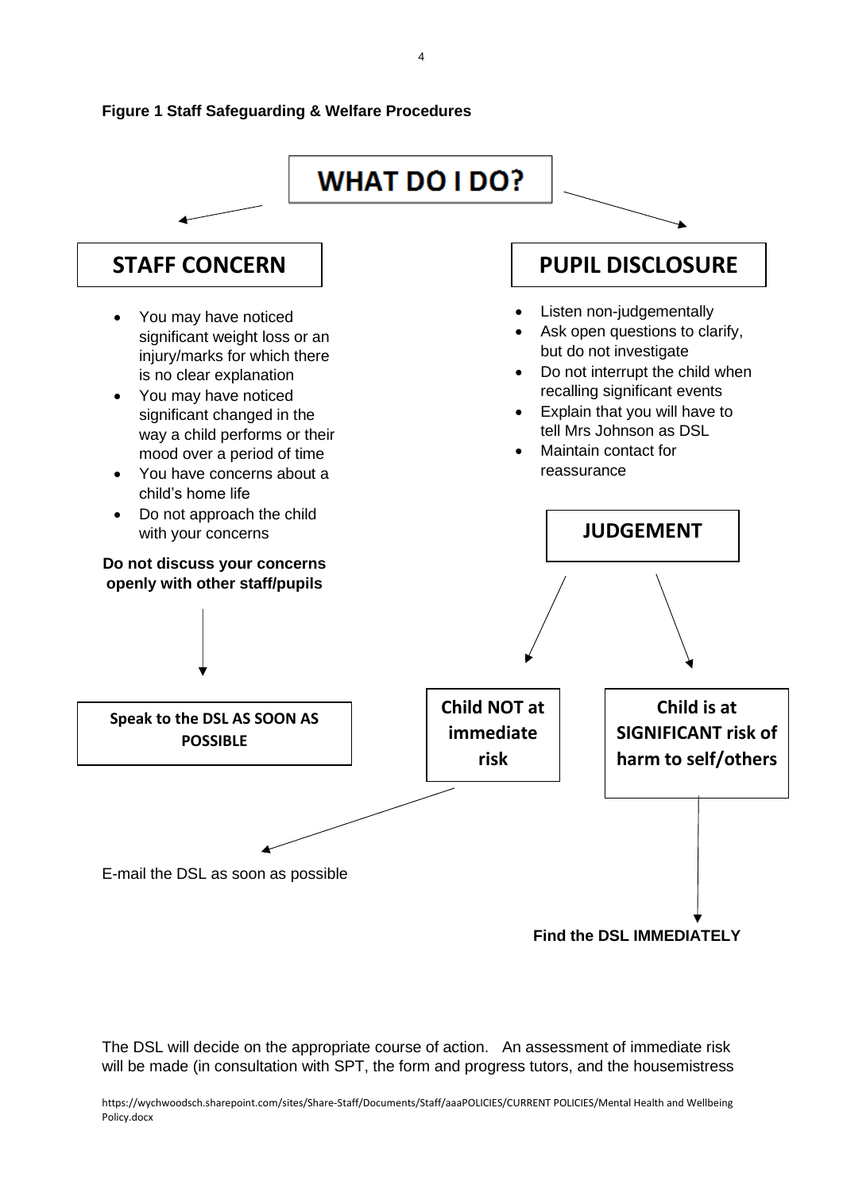**Figure 1 Staff Safeguarding & Welfare Procedures**

## WHAT DO I DO?

### STAFF CONCERN

- You may have noticed significant weight loss or an injury/marks for which there is no clear explanation
- You may have noticed significant changed in the way a child performs or their mood over a period of time
- You have concerns about a child's home life
- Do not approach the child with your concerns

**Do not discuss your concerns openly with other staff/pupils**

**Speak to the DSL AS SOON AS POSSIBLE**

### PUPIL DISCLOSURE

- Listen non-judgementally
- Ask open questions to clarify, but do not investigate
- Do not interrupt the child when recalling significant events
- Explain that you will have to tell Mrs Johnson as DSL
- Maintain contact for reassurance

### JUDGEMENT

**Child NOT at immediate risk**

E-mail the DSL as soon as possible

**Child is at SIGNIFICANT risk of harm to self/others**

**Find the DSL IMMEDIATELY**

The DSL will decide on the appropriate course of action. An assessment of immediate risk will be made (in consultation with SPT, the form and progress tutors, and the housemistress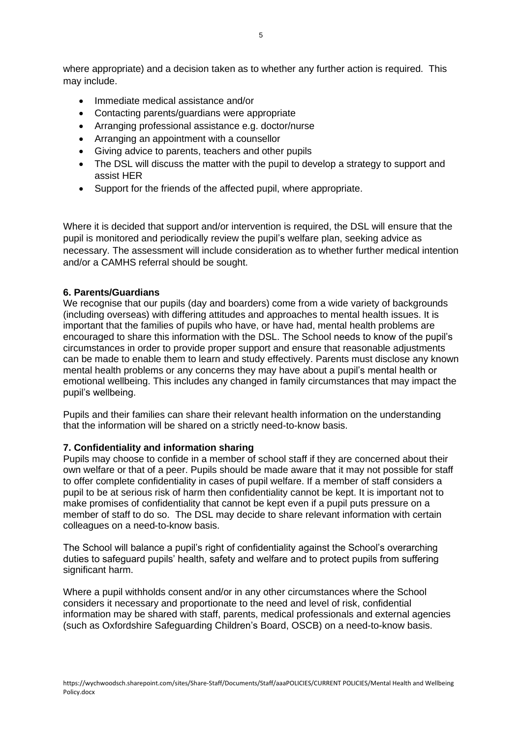where appropriate) and a decision taken as to whether any further action is required. This may include.

- Immediate medical assistance and/or
- Contacting parents/guardians were appropriate
- Arranging professional assistance e.g. doctor/nurse
- Arranging an appointment with a counsellor
- Giving advice to parents, teachers and other pupils
- The DSL will discuss the matter with the pupil to develop a strategy to support and assist HER
- Support for the friends of the affected pupil, where appropriate.

Where it is decided that support and/or intervention is required, the DSL will ensure that the pupil is monitored and periodically review the pupil's welfare plan, seeking advice as necessary. The assessment will include consideration as to whether further medical intention and/or a CAMHS referral should be sought.

**6. Parents/Guardians**

We recognise that our pupils (day and boarders) come from a wide variety of backgrounds (including overseas) with differing attitudes and approaches to mental health issues. It is important that the families of pupils who have, or have had, mental health problems are encouraged to share this information with the DSL. The School needs to know of the pupil's circumstances in order to provide proper support and ensure that reasonable adjustments can be made to enable them to learn and study effectively. Parents must disclose any known mental health problems or any concerns they may have about a pupil's mental health or emotional wellbeing. This includes any changed in family circumstances that may impact the pupil's wellbeing.

Pupils and their families can share their relevant health information on the understanding that the information will be shared on a strictly need-to-know basis.

**7. Confidentiality and information sharing**

Pupils may choose to confide in a member of school staff if they are concerned about their own welfare or that of a peer. Pupils should be made aware that it may not possible for staff to offer complete confidentiality in cases of pupil welfare. If a member of staff considers a pupil to be at serious risk of harm then confidentiality cannot be kept. It is important not to make promises of confidentiality that cannot be kept even if a pupil puts pressure on a member of staff to do so. The DSL may decide to share relevant information with certain colleagues on a need-to-know basis.

The School will balance a pupil's right of confidentiality against the School's overarching duties to safeguard pupils' health, safety and welfare and to protect pupils from suffering significant harm.

Where a pupil withholds consent and/or in any other circumstances where the School considers it necessary and proportionate to the need and level of risk, confidential information may be shared with staff, parents, medical professionals and external agencies (such as Oxfordshire Safeguarding Children's Board, OSCB) on a need-to-know basis.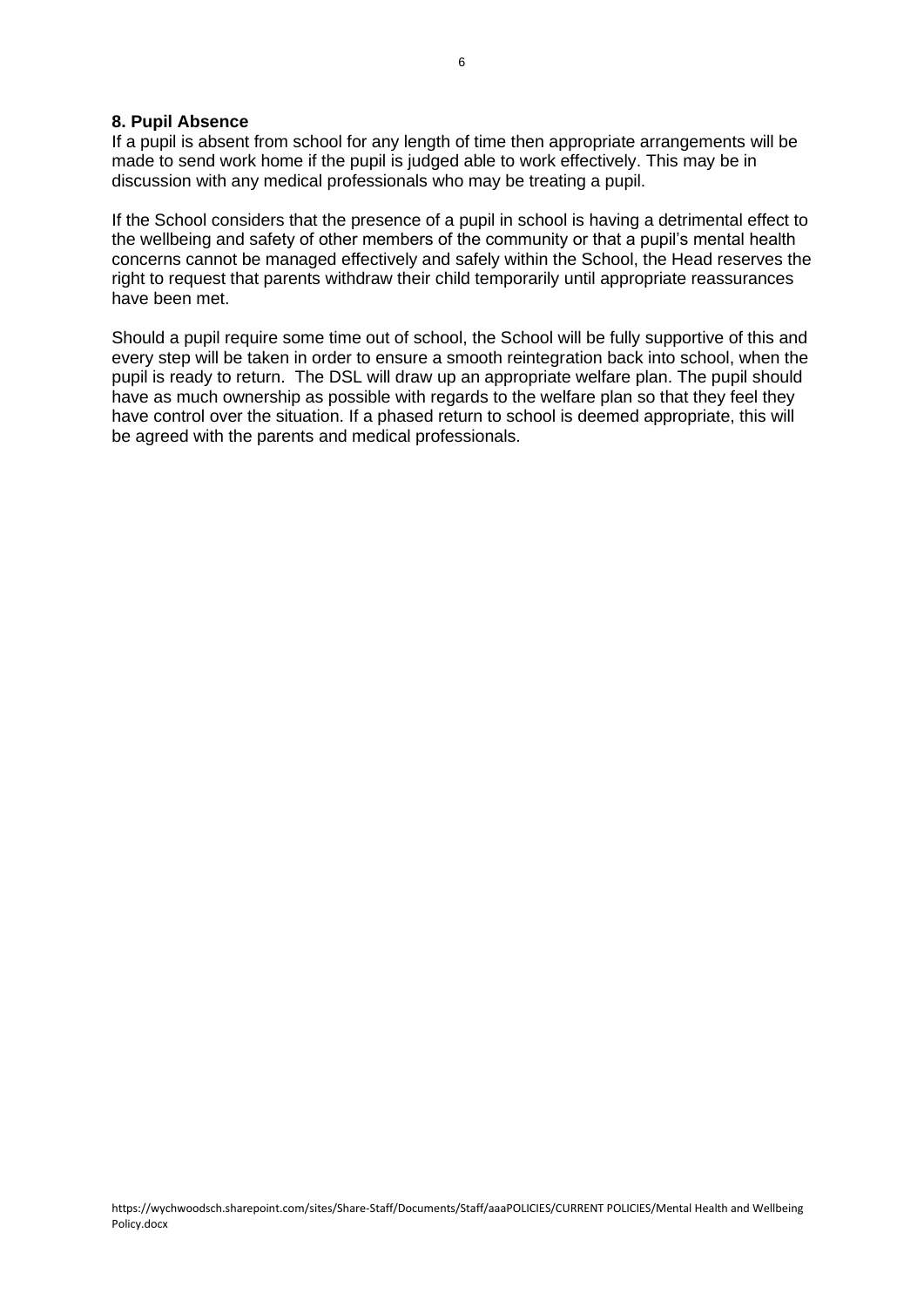## 8. Pupil Absence

If a pupil is absent from school for any length of time then appropriate arrangements will be made to send work home if the pupil is judged able to work effectively. This may be in discussion with any medical professionals who may be treating a pupil.

If the School considers that the presence of a pupil in school is having a detrimental effect to the wellbeing and safety of other members of the community or that a pupil's mental health concerns cannot be managed effectively and safely within the School, the Head reserves the right to request that parents withdraw their child temporarily until appropriate reassurances have been met.

Should a pupil require some time out of school, the School will be fully supportive of this and every step will be taken in order to ensure a smooth reintegration back into school, when the pupil is ready to return. The DSL will draw up an appropriate welfare plan. The pupil should have as much ownership as possible with regards to the welfare plan so that they feel they have control over the situation. If a phased return to school is deemed appropriate, this will be agreed with the parents and medical professionals.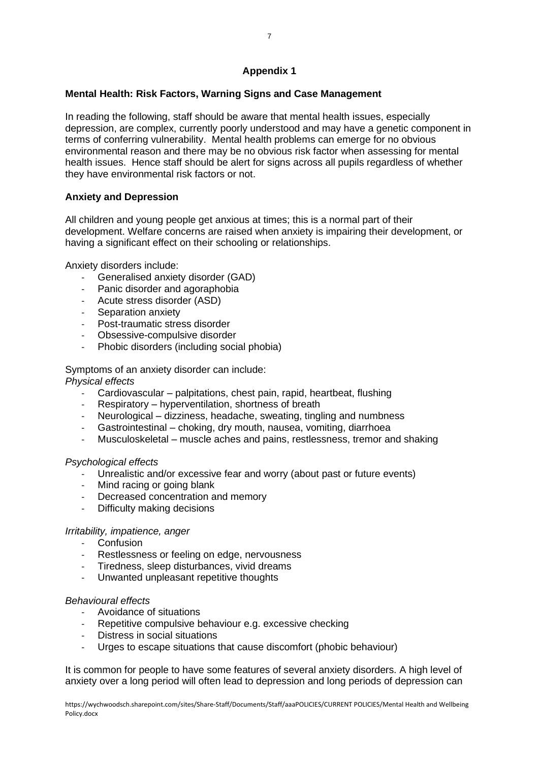## Appendix 1

### Mental Health: Risk Factors, Warning Signs and Case Management

In reading the following, staff should be aware that mental health issues, especially depression, are complex, currently poorly understood and may have a genetic component in terms of conferring vulnerability. Mental health problems can emerge for no obvious environmental reason and there may be no obvious risk factor when assessing for mental health issues. Hence staff should be alert for signs across all pupils regardless of whether they have environmental risk factors or not.

### Anxiety and Depression

All children and young people get anxious at times; this is a normal part of their development. Welfare concerns are raised when anxiety is impairing their development, or having a significant effect on their schooling or relationships.

Anxiety disorders include:

- Generalised anxiety disorder (GAD)
- Panic disorder and agoraphobia
- Acute stress disorder (ASD)
- Separation anxiety
- Post-traumatic stress disorder
- Obsessive-compulsive disorder
- Phobic disorders (including social phobia)

Symptoms of an anxiety disorder can include:

*Physical effects*

- Cardiovascular – palpitations, chest pain, rapid, heartbeat, flushing
- Respiratory – hyperventilation, shortness of breath
- Neurological – dizziness, headache, sweating, tingling and numbness
- Gastrointestinal – choking, dry mouth, nausea, vomiting, diarrhoea
- Musculoskeletal – muscle aches and pains, restlessness, tremor and shaking

*Psychological effects*

- Unrealistic and/or excessive fear and worry (about past or future events)
- Mind racing or going blank
- Decreased concentration and memory
- Difficulty making decisions

*Irritability, impatience, anger*

- Confusion
- Restlessness or feeling on edge, nervousness
- Tiredness, sleep disturbances, vivid dreams
- Unwanted unpleasant repetitive thoughts

*Behavioural effects*

- Avoidance of situations
- Repetitive compulsive behaviour e.g. excessive checking
- Distress in social situations
- Urges to escape situations that cause discomfort (phobic behaviour)

It is common for people to have some features of several anxiety disorders. A high level of anxiety over a long period will often lead to depression and long periods of depression can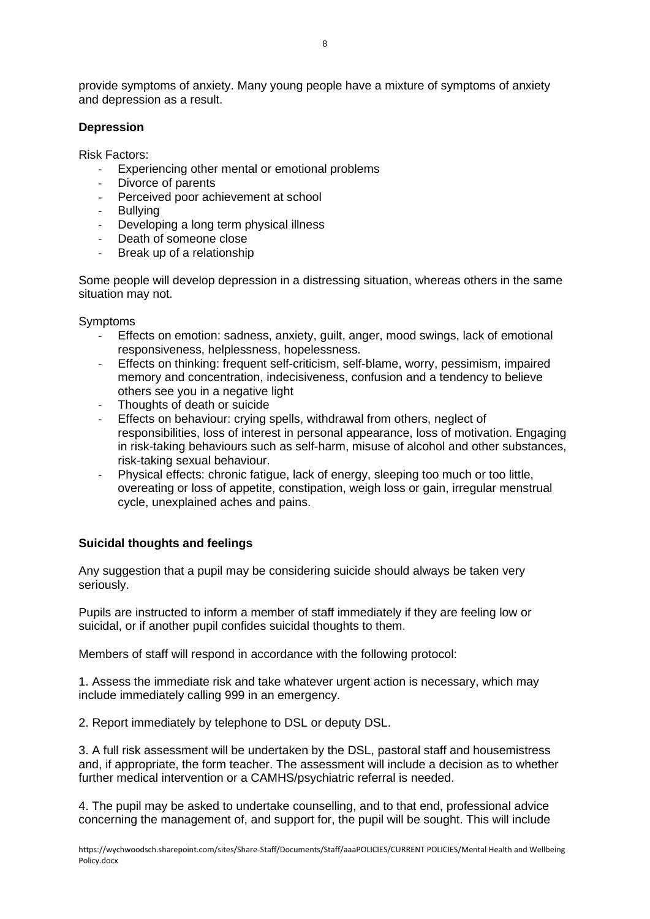provide symptoms of anxiety. Many young people have a mixture of symptoms of anxiety and depression as a result.

**Depression**

Risk Factors:

- Experiencing other mental or emotional problems
- Divorce of parents
- Perceived poor achievement at school
- Bullying
- Developing a long term physical illness
- Death of someone close
- Break up of a relationship

Some people will develop depression in a distressing situation, whereas others in the same situation may not.

Symptoms

- Effects on emotion: sadness, anxiety, guilt, anger, mood swings, lack of emotional responsiveness, helplessness, hopelessness.
- Effects on thinking: frequent self-criticism, self-blame, worry, pessimism, impaired memory and concentration, indecisiveness, confusion and a tendency to believe others see you in a negative light
- Thoughts of death or suicide
- Effects on behaviour: crying spells, withdrawal from others, neglect of responsibilities, loss of interest in personal appearance, loss of motivation. Engaging in risk-taking behaviours such as self-harm, misuse of alcohol and other substances, risk-taking sexual behaviour.
- Physical effects: chronic fatigue, lack of energy, sleeping too much or too little, overeating or loss of appetite, constipation, weigh loss or gain, irregular menstrual cycle, unexplained aches and pains.

**Suicidal thoughts and feelings**

Any suggestion that a pupil may be considering suicide should always be taken very seriously.

Pupils are instructed to inform a member of staff immediately if they are feeling low or suicidal, or if another pupil confides suicidal thoughts to them.

Members of staff will respond in accordance with the following protocol:

1. Assess the immediate risk and take whatever urgent action is necessary, which may include immediately calling 999 in an emergency.

2. Report immediately by telephone to DSL or deputy DSL.

3. A full risk assessment will be undertaken by the DSL, pastoral staff and housemistress and, if appropriate, the form teacher. The assessment will include a decision as to whether further medical intervention or a CAMHS/psychiatric referral is needed.

4. The pupil may be asked to undertake counselling, and to that end, professional advice concerning the management of, and support for, the pupil will be sought. This will include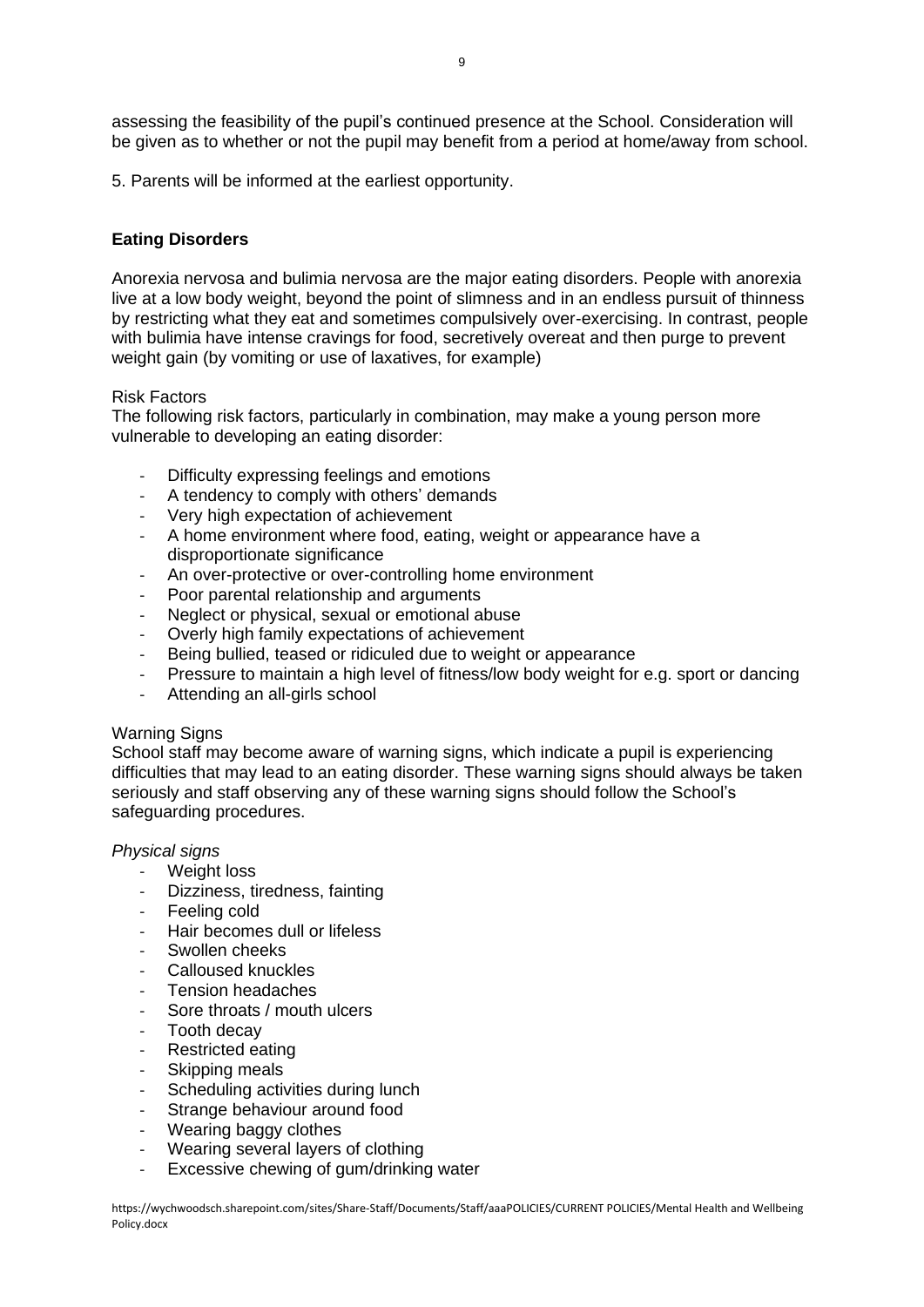assessing the feasibility of the pupil's continued presence at the School. Consideration will be given as to whether or not the pupil may benefit from a period at home/away from school.

5. Parents will be informed at the earliest opportunity.

**Eating Disorders**

Anorexia nervosa and bulimia nervosa are the major eating disorders. People with anorexia live at a low body weight, beyond the point of slimness and in an endless pursuit of thinness by restricting what they eat and sometimes compulsively over-exercising. In contrast, people with bulimia have intense cravings for food, secretively overeat and then purge to prevent weight gain (by vomiting or use of laxatives, for example)

Risk Factors

The following risk factors, particularly in combination, may make a young person more vulnerable to developing an eating disorder:

- Difficulty expressing feelings and emotions
- A tendency to comply with others' demands
- Very high expectation of achievement
- A home environment where food, eating, weight or appearance have a disproportionate significance
- An over-protective or over-controlling home environment
- Poor parental relationship and arguments
- Neglect or physical, sexual or emotional abuse
- Overly high family expectations of achievement
- Being bullied, teased or ridiculed due to weight or appearance
- Pressure to maintain a high level of fitness/low body weight for e.g. sport or dancing
- Attending an all-girls school

Warning Signs

School staff may become aware of warning signs, which indicate a pupil is experiencing difficulties that may lead to an eating disorder. These warning signs should always be taken seriously and staff observing any of these warning signs should follow the School's safeguarding procedures.

*Physical signs*

- Weight loss
- Dizziness, tiredness, fainting
- Feeling cold
- Hair becomes dull or lifeless
- Swollen cheeks
- Calloused knuckles
- Tension headaches
- Sore throats / mouth ulcers
- Tooth decay
- Restricted eating
- Skipping meals
- Scheduling activities during lunch
- Strange behaviour around food
- Wearing baggy clothes
- Wearing several layers of clothing
- Excessive chewing of gum/drinking water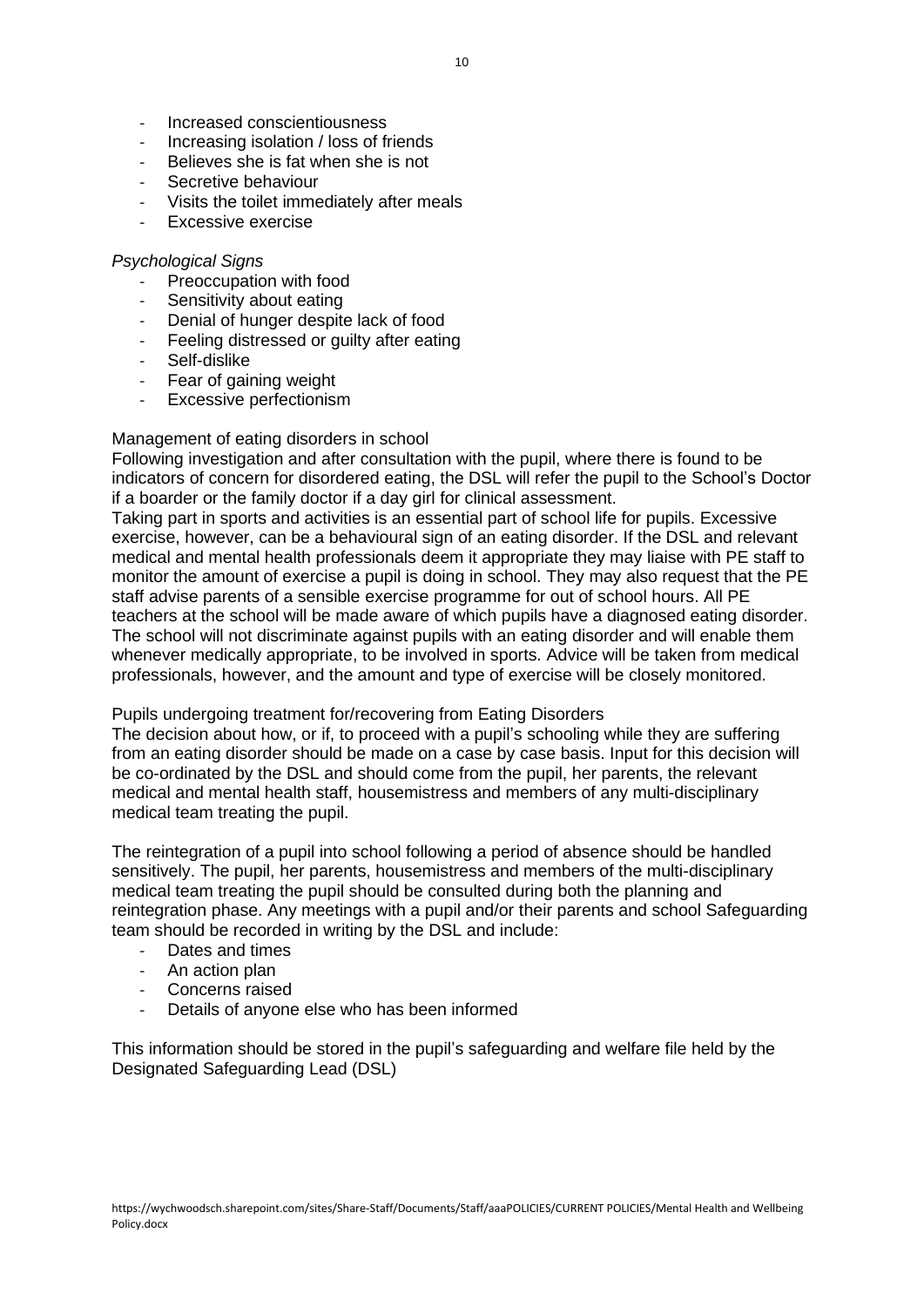- Increased conscientiousness
- Increasing isolation / loss of friends
- Believes she is fat when she is not
- Secretive behaviour
- Visits the toilet immediately after meals
- Excessive exercise

*Psychological Signs*

- Preoccupation with food
- Sensitivity about eating
- Denial of hunger despite lack of food
- Feeling distressed or guilty after eating
- Self-dislike
- Fear of gaining weight
- Excessive perfectionism

Management of eating disorders in school

Following investigation and after consultation with the pupil, where there is found to be indicators of concern for disordered eating, the DSL will refer the pupil to the School's Doctor if a boarder or the family doctor if a day girl for clinical assessment.

Taking part in sports and activities is an essential part of school life for pupils. Excessive exercise, however, can be a behavioural sign of an eating disorder. If the DSL and relevant medical and mental health professionals deem it appropriate they may liaise with PE staff to monitor the amount of exercise a pupil is doing in school. They may also request that the PE staff advise parents of a sensible exercise programme for out of school hours. All PE teachers at the school will be made aware of which pupils have a diagnosed eating disorder. The school will not discriminate against pupils with an eating disorder and will enable them whenever medically appropriate, to be involved in sports. Advice will be taken from medical professionals, however, and the amount and type of exercise will be closely monitored.

Pupils undergoing treatment for/recovering from Eating Disorders

The decision about how, or if, to proceed with a pupil's schooling while they are suffering from an eating disorder should be made on a case by case basis. Input for this decision will be co-ordinated by the DSL and should come from the pupil, her parents, the relevant medical and mental health staff, housemistress and members of any multi-disciplinary medical team treating the pupil.

The reintegration of a pupil into school following a period of absence should be handled sensitively. The pupil, her parents, housemistress and members of the multi-disciplinary medical team treating the pupil should be consulted during both the planning and reintegration phase. Any meetings with a pupil and/or their parents and school Safeguarding team should be recorded in writing by the DSL and include:

- Dates and times
- An action plan
- Concerns raised
- Details of anyone else who has been informed

This information should be stored in the pupil's safeguarding and welfare file held by the Designated Safeguarding Lead (DSL)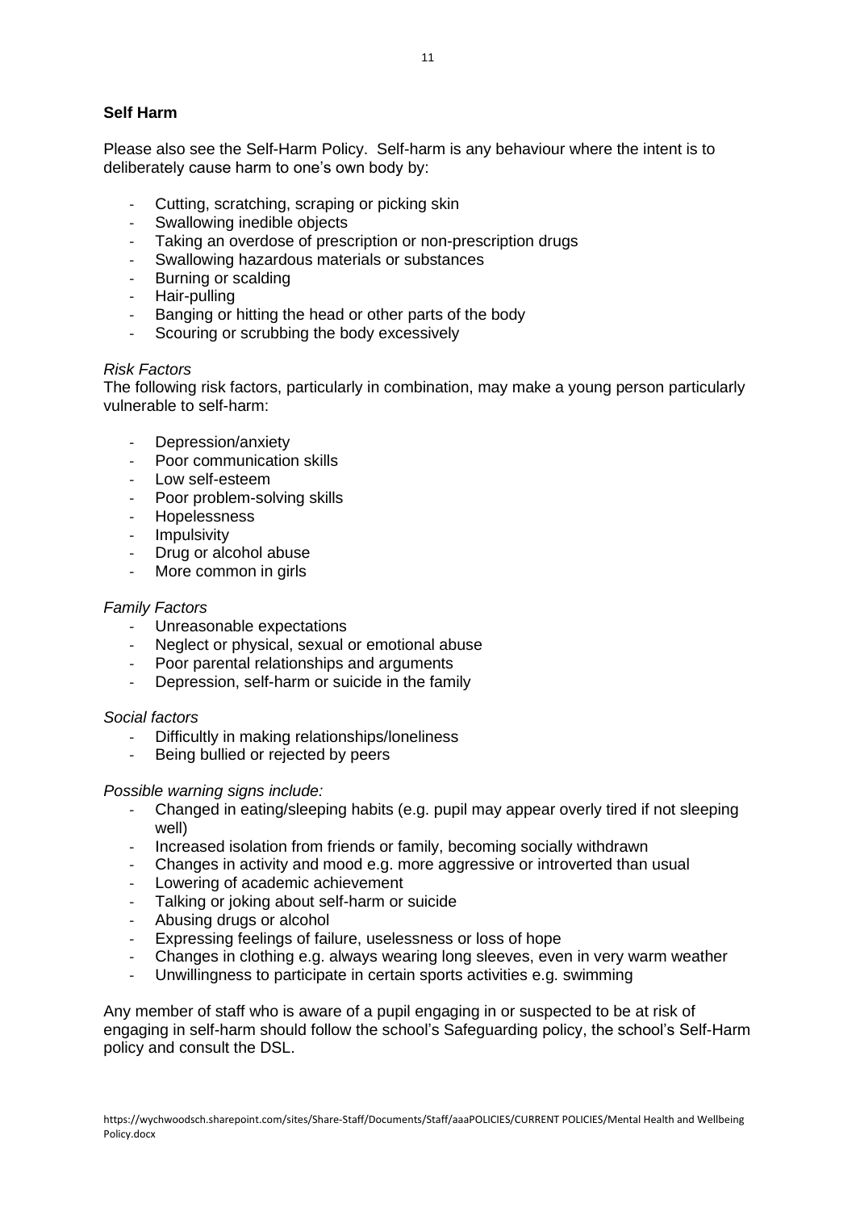## **Self Harm**

Please also see the Self-Harm Policy. Self-harm is any behaviour where the intent is to deliberately cause harm to one's own body by:

- Cutting, scratching, scraping or picking skin
- Swallowing inedible objects
- Taking an overdose of prescription or non-prescription drugs
- Swallowing hazardous materials or substances
- Burning or scalding
- Hair-pulling
- Banging or hitting the head or other parts of the body
- Scouring or scrubbing the body excessively

*Risk Factors*
The following risk factors, particularly in combination, may make a young person particularly vulnerable to self-harm:

- Depression/anxiety
- Poor communication skills
- Low self-esteem
- Poor problem-solving skills
- Hopelessness
- Impulsivity
- Drug or alcohol abuse
- More common in girls

*Family Factors*

- Unreasonable expectations
- Neglect or physical, sexual or emotional abuse
- Poor parental relationships and arguments
- Depression, self-harm or suicide in the family

*Social factors*

- Difficultly in making relationships/loneliness
- Being bullied or rejected by peers

*Possible warning signs include:*

- Changed in eating/sleeping habits (e.g. pupil may appear overly tired if not sleeping well)
- Increased isolation from friends or family, becoming socially withdrawn
- Changes in activity and mood e.g. more aggressive or introverted than usual
- Lowering of academic achievement
- Talking or joking about self-harm or suicide
- Abusing drugs or alcohol
- Expressing feelings of failure, uselessness or loss of hope
- Changes in clothing e.g. always wearing long sleeves, even in very warm weather
- Unwillingness to participate in certain sports activities e.g. swimming

Any member of staff who is aware of a pupil engaging in or suspected to be at risk of engaging in self-harm should follow the school's Safeguarding policy, the school's Self-Harm policy and consult the DSL.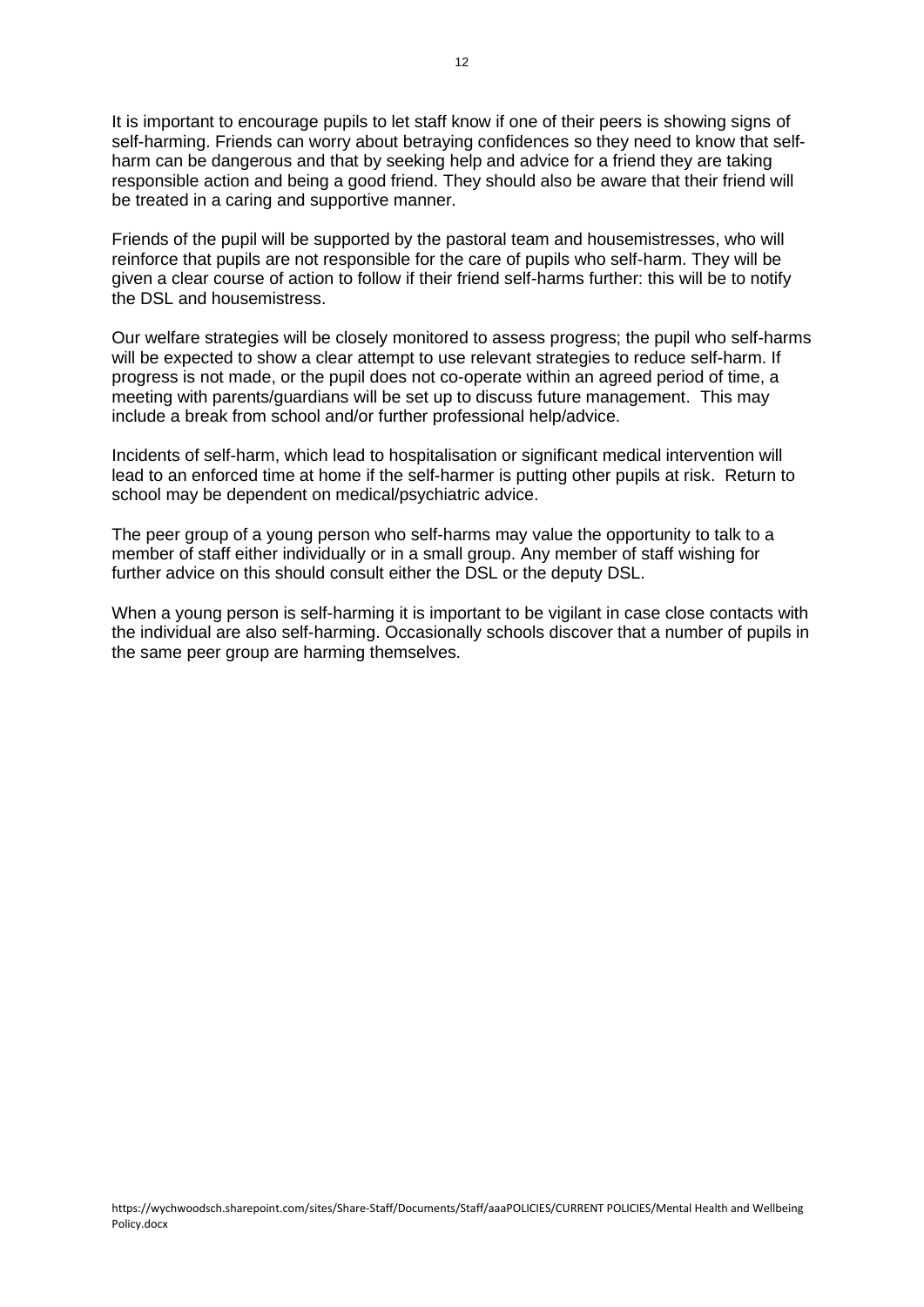It is important to encourage pupils to let staff know if one of their peers is showing signs of self-harming. Friends can worry about betraying confidences so they need to know that self-harm can be dangerous and that by seeking help and advice for a friend they are taking responsible action and being a good friend. They should also be aware that their friend will be treated in a caring and supportive manner.

Friends of the pupil will be supported by the pastoral team and housemistresses, who will reinforce that pupils are not responsible for the care of pupils who self-harm. They will be given a clear course of action to follow if their friend self-harms further: this will be to notify the DSL and housemistress.

Our welfare strategies will be closely monitored to assess progress; the pupil who self-harms will be expected to show a clear attempt to use relevant strategies to reduce self-harm. If progress is not made, or the pupil does not co-operate within an agreed period of time, a meeting with parents/guardians will be set up to discuss future management. This may include a break from school and/or further professional help/advice.

Incidents of self-harm, which lead to hospitalisation or significant medical intervention will lead to an enforced time at home if the self-harmer is putting other pupils at risk. Return to school may be dependent on medical/psychiatric advice.

The peer group of a young person who self-harms may value the opportunity to talk to a member of staff either individually or in a small group. Any member of staff wishing for further advice on this should consult either the DSL or the deputy DSL.

When a young person is self-harming it is important to be vigilant in case close contacts with the individual are also self-harming. Occasionally schools discover that a number of pupils in the same peer group are harming themselves.